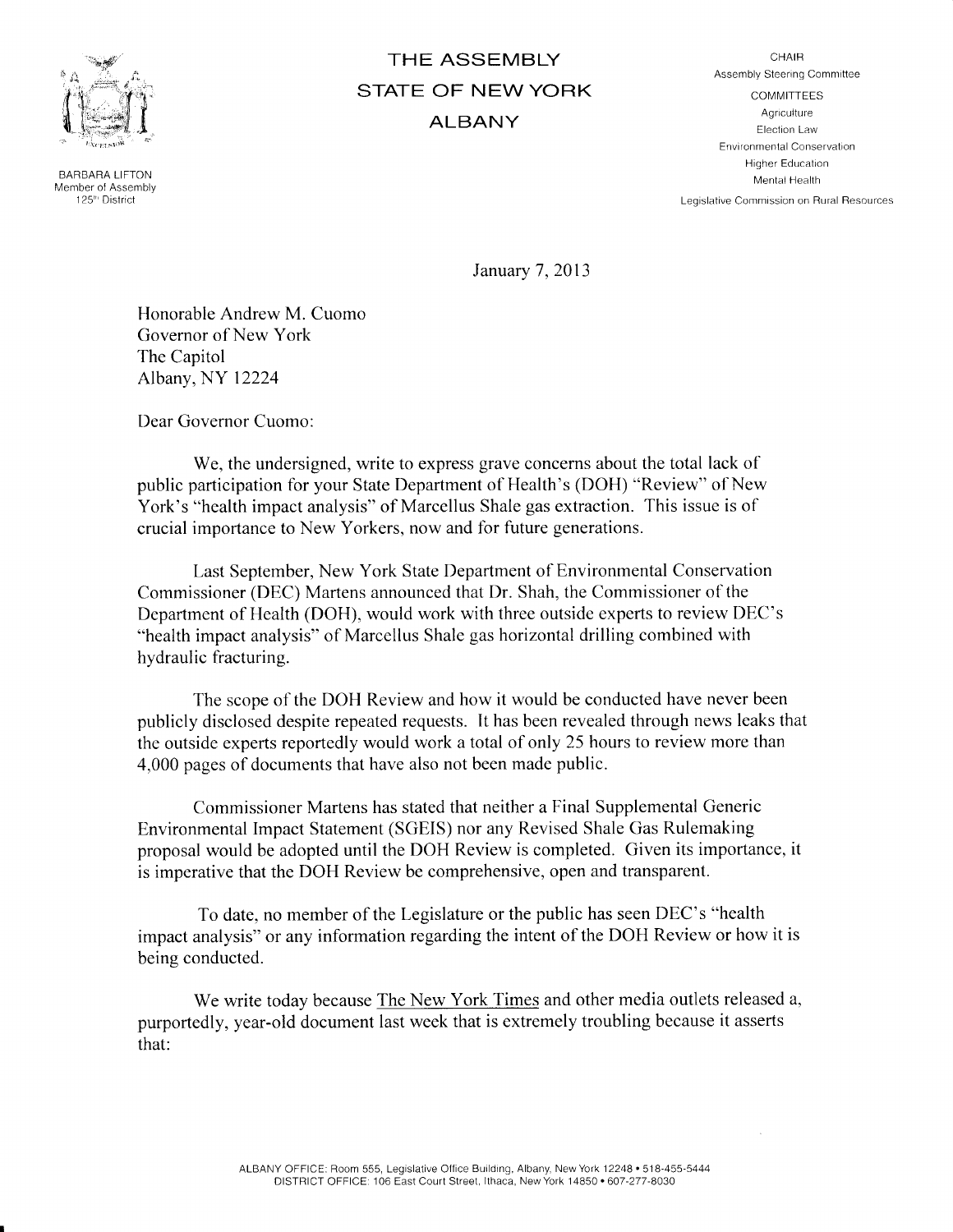# THE ASSEMBLY
# STATE OF NEW YORK
# ALBANY

BARBARA LIFTON
Member of Assembly
125th District

CHAIR
Assembly Steering Committee

COMMITTEES
Agriculture
Election Law
Environmental Conservation
Higher Education
Mental Health
Legislative Commission on Rural Resources

January 7, 2013

Honorable Andrew M. Cuomo
Governor of New York
The Capitol
Albany, NY 12224

Dear Governor Cuomo:

We, the undersigned, write to express grave concerns about the total lack of public participation for your State Department of Health's (DOH) "Review" of New York's "health impact analysis" of Marcellus Shale gas extraction. This issue is of crucial importance to New Yorkers, now and for future generations.

Last September, New York State Department of Environmental Conservation Commissioner (DEC) Martens announced that Dr. Shah, the Commissioner of the Department of Health (DOH), would work with three outside experts to review DEC's "health impact analysis" of Marcellus Shale gas horizontal drilling combined with hydraulic fracturing.

The scope of the DOH Review and how it would be conducted have never been publicly disclosed despite repeated requests. It has been revealed through news leaks that the outside experts reportedly would work a total of only 25 hours to review more than 4,000 pages of documents that have also not been made public.

Commissioner Martens has stated that neither a Final Supplemental Generic Environmental Impact Statement (SGEIS) nor any Revised Shale Gas Rulemaking proposal would be adopted until the DOH Review is completed. Given its importance, it is imperative that the DOH Review be comprehensive, open and transparent.

To date, no member of the Legislature or the public has seen DEC's "health impact analysis" or any information regarding the intent of the DOH Review or how it is being conducted.

We write today because The New York Times and other media outlets released a, purportedly, year-old document last week that is extremely troubling because it asserts that:

ALBANY OFFICE: Room 555, Legislative Office Building, Albany, New York 12248 • 518-455-5444
DISTRICT OFFICE: 106 East Court Street, Ithaca, New York 14850 • 607-277-8030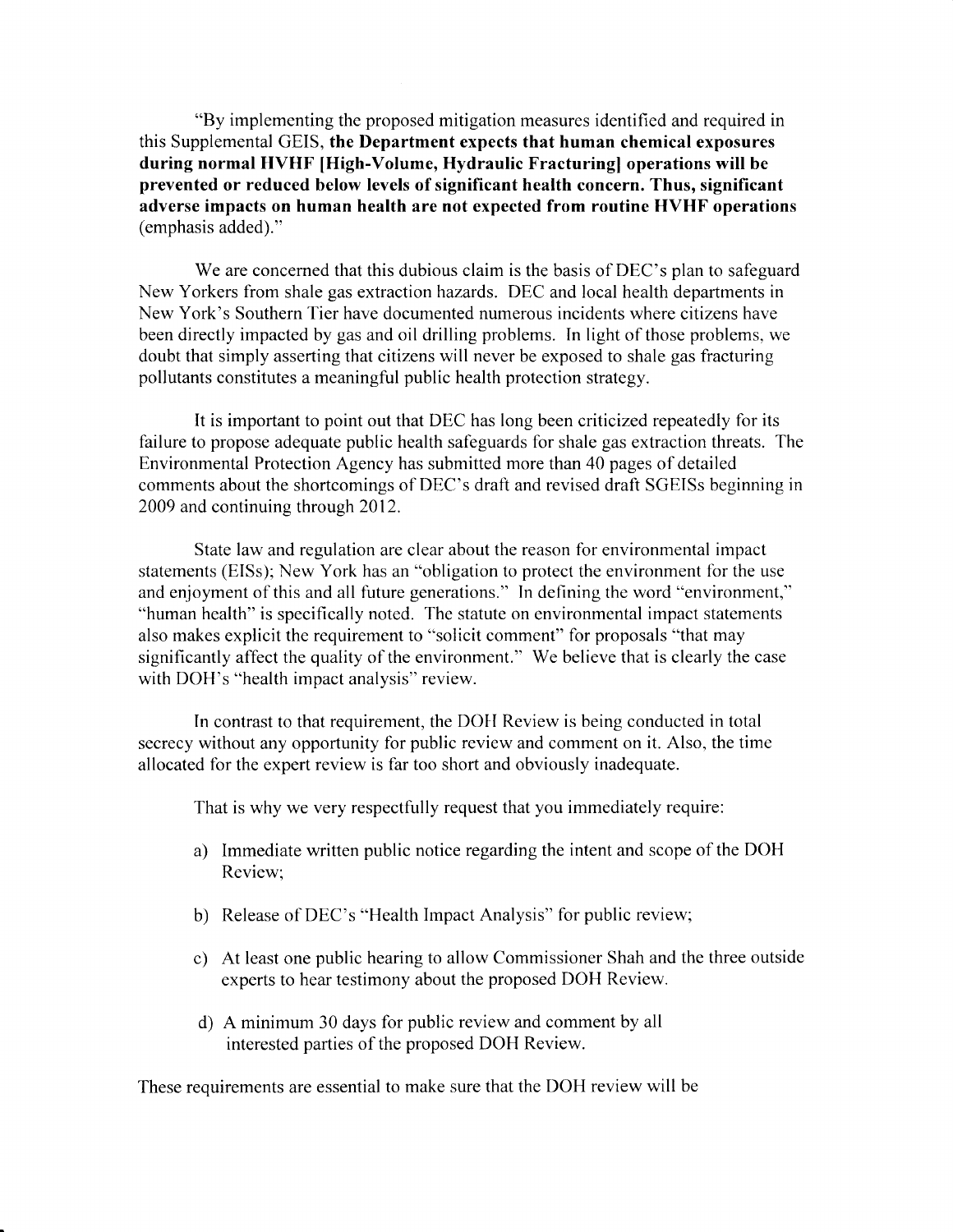"By implementing the proposed mitigation measures identified and required in this Supplemental GEIS, **the Department expects that human chemical exposures during normal HVHF [High-Volume, Hydraulic Fracturing] operations will be prevented or reduced below levels of significant health concern. Thus, significant adverse impacts on human health are not expected from routine HVHF operations** (emphasis added)."

We are concerned that this dubious claim is the basis of DEC's plan to safeguard New Yorkers from shale gas extraction hazards. DEC and local health departments in New York's Southern Tier have documented numerous incidents where citizens have been directly impacted by gas and oil drilling problems. In light of those problems, we doubt that simply asserting that citizens will never be exposed to shale gas fracturing pollutants constitutes a meaningful public health protection strategy.

It is important to point out that DEC has long been criticized repeatedly for its failure to propose adequate public health safeguards for shale gas extraction threats. The Environmental Protection Agency has submitted more than 40 pages of detailed comments about the shortcomings of DEC's draft and revised draft SGEISs beginning in 2009 and continuing through 2012.

State law and regulation are clear about the reason for environmental impact statements (EISs); New York has an "obligation to protect the environment for the use and enjoyment of this and all future generations." In defining the word "environment," "human health" is specifically noted. The statute on environmental impact statements also makes explicit the requirement to "solicit comment" for proposals "that may significantly affect the quality of the environment." We believe that is clearly the case with DOH's "health impact analysis" review.

In contrast to that requirement, the DOH Review is being conducted in total secrecy without any opportunity for public review and comment on it. Also, the time allocated for the expert review is far too short and obviously inadequate.

That is why we very respectfully request that you immediately require:

a) Immediate written public notice regarding the intent and scope of the DOH Review;

b) Release of DEC's "Health Impact Analysis" for public review;

c) At least one public hearing to allow Commissioner Shah and the three outside experts to hear testimony about the proposed DOH Review.

d) A minimum 30 days for public review and comment by all interested parties of the proposed DOH Review.

These requirements are essential to make sure that the DOH review will be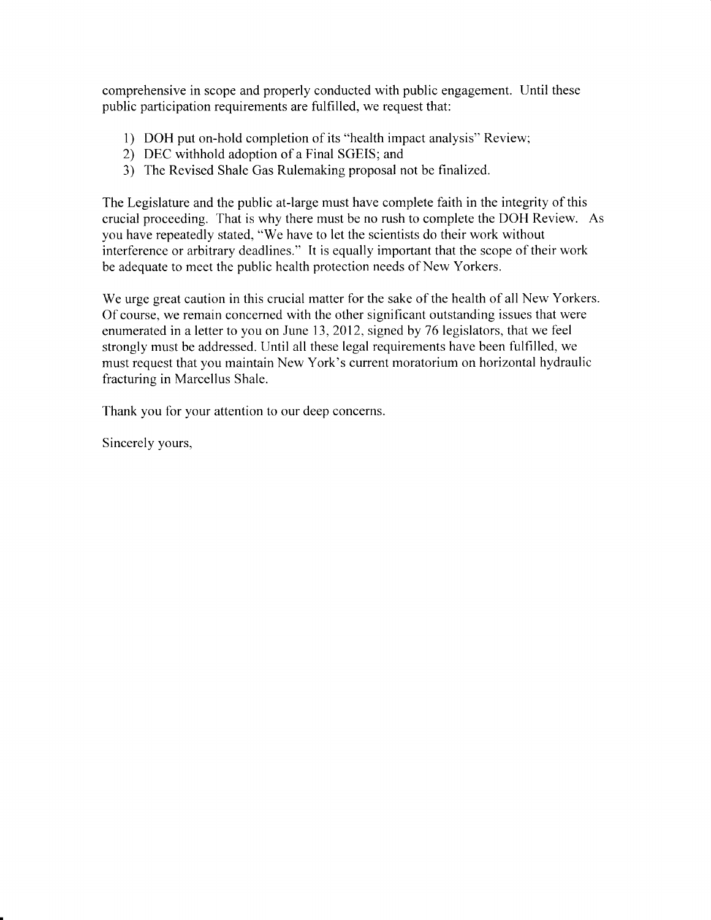comprehensive in scope and properly conducted with public engagement. Until these public participation requirements are fulfilled, we request that:

1) DOH put on-hold completion of its "health impact analysis" Review;
2) DEC withhold adoption of a Final SGEIS; and
3) The Revised Shale Gas Rulemaking proposal not be finalized.

The Legislature and the public at-large must have complete faith in the integrity of this crucial proceeding. That is why there must be no rush to complete the DOH Review. As you have repeatedly stated, "We have to let the scientists do their work without interference or arbitrary deadlines." It is equally important that the scope of their work be adequate to meet the public health protection needs of New Yorkers.

We urge great caution in this crucial matter for the sake of the health of all New Yorkers. Of course, we remain concerned with the other significant outstanding issues that were enumerated in a letter to you on June 13, 2012, signed by 76 legislators, that we feel strongly must be addressed. Until all these legal requirements have been fulfilled, we must request that you maintain New York's current moratorium on horizontal hydraulic fracturing in Marcellus Shale.

Thank you for your attention to our deep concerns.

Sincerely yours,